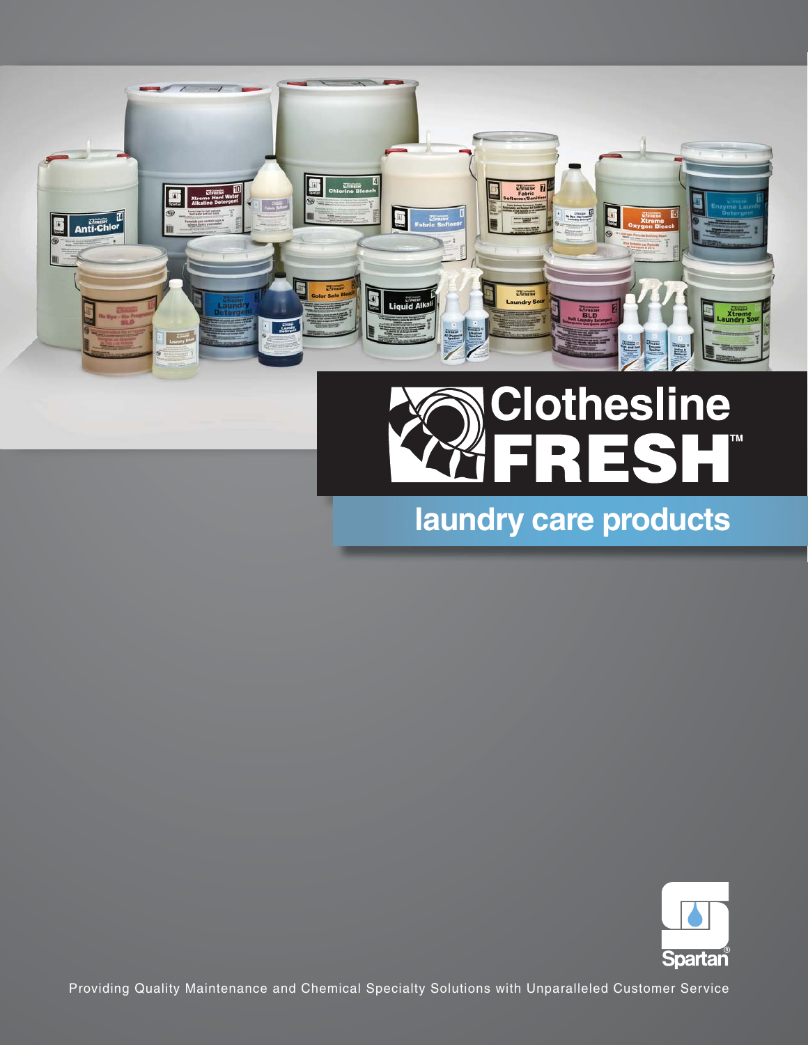# Clothesline FRESH™

## laundry care products

Spartan®

Providing Quality Maintenance and Chemical Specialty Solutions with Unparalleled Customer Service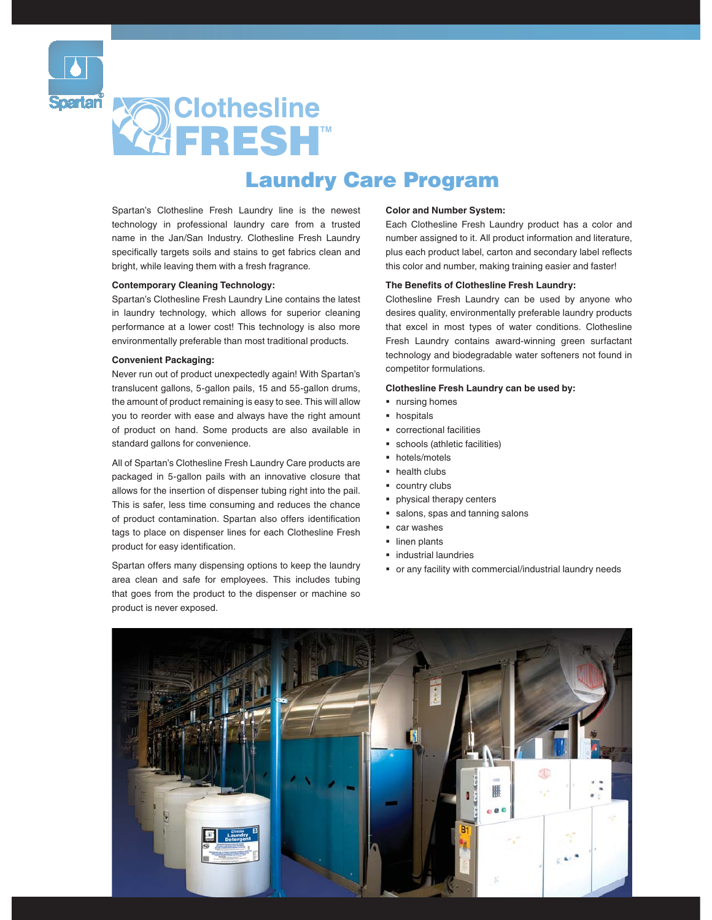Spartan

# Clothesline FRESH™

## Laundry Care Program

Spartan's Clothesline Fresh Laundry line is the newest technology in professional laundry care from a trusted name in the Jan/San Industry. Clothesline Fresh Laundry specifically targets soils and stains to get fabrics clean and bright, while leaving them with a fresh fragrance.

**Contemporary Cleaning Technology:**
Spartan's Clothesline Fresh Laundry Line contains the latest in laundry technology, which allows for superior cleaning performance at a lower cost! This technology is also more environmentally preferable than most traditional products.

**Convenient Packaging:**
Never run out of product unexpectedly again! With Spartan's translucent gallons, 5-gallon pails, 15 and 55-gallon drums, the amount of product remaining is easy to see. This will allow you to reorder with ease and always have the right amount of product on hand. Some products are also available in standard gallons for convenience.

All of Spartan's Clothesline Fresh Laundry Care products are packaged in 5-gallon pails with an innovative closure that allows for the insertion of dispenser tubing right into the pail. This is safer, less time consuming and reduces the chance of product contamination. Spartan also offers identification tags to place on dispenser lines for each Clothesline Fresh product for easy identification.

Spartan offers many dispensing options to keep the laundry area clean and safe for employees. This includes tubing that goes from the product to the dispenser or machine so product is never exposed.

**Color and Number System:**
Each Clothesline Fresh Laundry product has a color and number assigned to it. All product information and literature, plus each product label, carton and secondary label reflects this color and number, making training easier and faster!

**The Benefits of Clothesline Fresh Laundry:**
Clothesline Fresh Laundry can be used by anyone who desires quality, environmentally preferable laundry products that excel in most types of water conditions. Clothesline Fresh Laundry contains award-winning green surfactant technology and biodegradable water softeners not found in competitor formulations.

**Clothesline Fresh Laundry can be used by:**

- nursing homes
- hospitals
- correctional facilities
- schools (athletic facilities)
- hotels/motels
- health clubs
- country clubs
- physical therapy centers
- salons, spas and tanning salons
- car washes
- linen plants
- industrial laundries
- or any facility with commercial/industrial laundry needs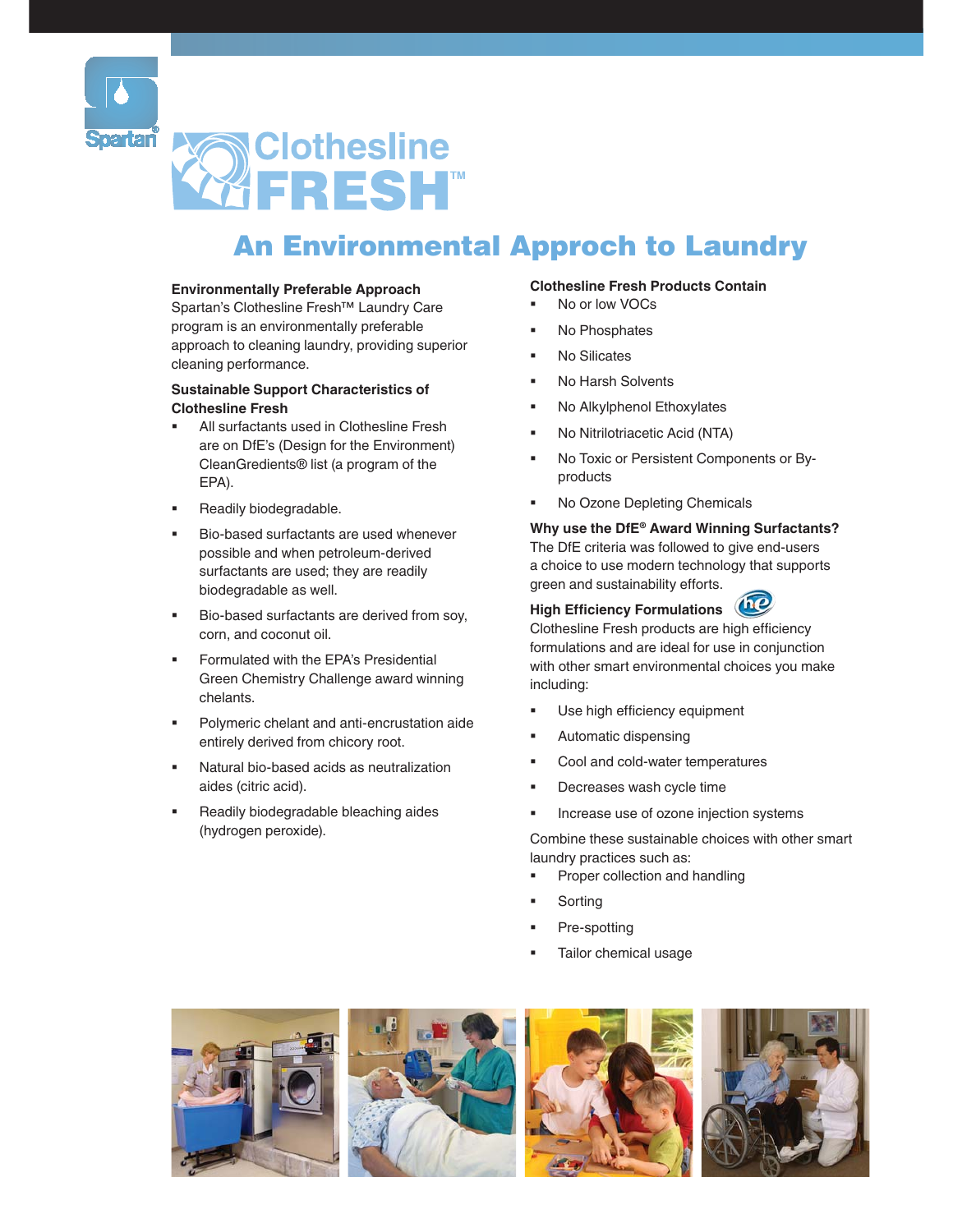# Clothesline FRESH™

## An Environmental Approch to Laundry

**Environmentally Preferable Approach**
Spartan's Clothesline Fresh™ Laundry Care program is an environmentally preferable approach to cleaning laundry, providing superior cleaning performance.

**Sustainable Support Characteristics of Clothesline Fresh**

- All surfactants used in Clothesline Fresh are on DfE's (Design for the Environment) CleanGredients® list (a program of the EPA).
- Readily biodegradable.
- Bio-based surfactants are used whenever possible and when petroleum-derived surfactants are used; they are readily biodegradable as well.
- Bio-based surfactants are derived from soy, corn, and coconut oil.
- Formulated with the EPA's Presidential Green Chemistry Challenge award winning chelants.
- Polymeric chelant and anti-encrustation aide entirely derived from chicory root.
- Natural bio-based acids as neutralization aides (citric acid).
- Readily biodegradable bleaching aides (hydrogen peroxide).

**Clothesline Fresh Products Contain**

- No or low VOCs
- No Phosphates
- No Silicates
- No Harsh Solvents
- No Alkylphenol Ethoxylates
- No Nitrilotriacetic Acid (NTA)
- No Toxic or Persistent Components or By-products
- No Ozone Depleting Chemicals

**Why use the DfE® Award Winning Surfactants?**
The DfE criteria was followed to give end-users a choice to use modern technology that supports green and sustainability efforts.

**High Efficiency Formulations**
Clothesline Fresh products are high efficiency formulations and are ideal for use in conjunction with other smart environmental choices you make including:

- Use high efficiency equipment
- Automatic dispensing
- Cool and cold-water temperatures
- Decreases wash cycle time
- Increase use of ozone injection systems

Combine these sustainable choices with other smart laundry practices such as:

- Proper collection and handling
- Sorting
- Pre-spotting
- Tailor chemical usage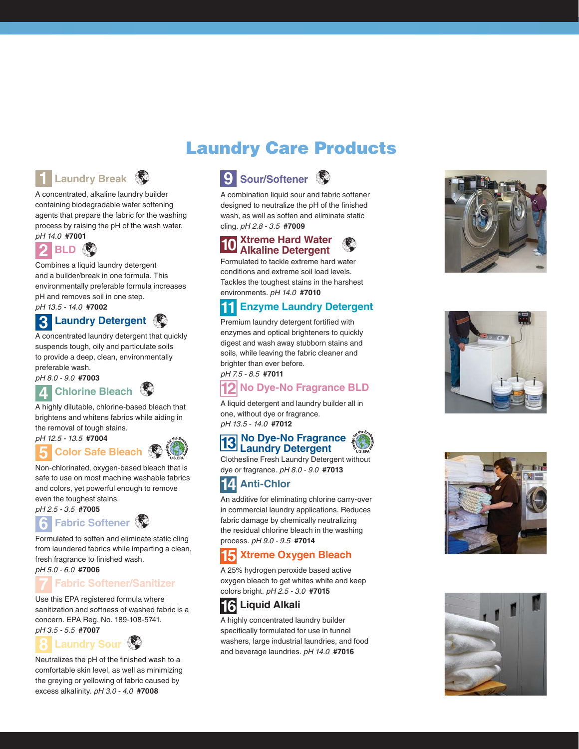# Laundry Care Products

## 1 Laundry Break

A concentrated, alkaline laundry builder containing biodegradable water softening agents that prepare the fabric for the washing process by raising the pH of the wash water.
*pH 14.0* **#7001**

## 2 BLD

Combines a liquid laundry detergent and a builder/break in one formula. This environmentally preferable formula increases pH and removes soil in one step.
*pH 13.5 - 14.0* **#7002**

## 3 Laundry Detergent

A concentrated laundry detergent that quickly suspends tough, oily and particulate soils to provide a deep, clean, environmentally preferable wash.
*pH 8.0 - 9.0* **#7003**

## 4 Chlorine Bleach

A highly dilutable, chlorine-based bleach that brightens and whitens fabrics while aiding in the removal of tough stains.
*pH 12.5 - 13.5* **#7004**

## 5 Color Safe Bleach

Non-chlorinated, oxygen-based bleach that is safe to use on most machine washable fabrics and colors, yet powerful enough to remove even the toughest stains.
*pH 2.5 - 3.5* **#7005**

## 6 Fabric Softener

Formulated to soften and eliminate static cling from laundered fabrics while imparting a clean, fresh fragrance to finished wash.
*pH 5.0 - 6.0* **#7006**

## 7 Fabric Softener/Sanitizer

Use this EPA registered formula where sanitization and softness of washed fabric is a concern. EPA Reg. No. 189-108-5741.
*pH 3.5 - 5.5* **#7007**

## 8 Laundry Sour

Neutralizes the pH of the finished wash to a comfortable skin level, as well as minimizing the greying or yellowing of fabric caused by excess alkalinity. *pH 3.0 - 4.0* **#7008**

## 9 Sour/Softener

A combination liquid sour and fabric softener designed to neutralize the pH of the finished wash, as well as soften and eliminate static cling. *pH 2.8 - 3.5* **#7009**

## 10 Xtreme Hard Water Alkaline Detergent

Formulated to tackle extreme hard water conditions and extreme soil load levels. Tackles the toughest stains in the harshest environments. *pH 14.0* **#7010**

## 11 Enzyme Laundry Detergent

Premium laundry detergent fortified with enzymes and optical brighteners to quickly digest and wash away stubborn stains and soils, while leaving the fabric cleaner and brighter than ever before.
*pH 7.5 - 8.5* **#7011**

## 12 No Dye-No Fragrance BLD

A liquid detergent and laundry builder all in one, without dye or fragrance.
*pH 13.5 - 14.0* **#7012**

## 13 No Dye-No Fragrance Laundry Detergent

Clothesline Fresh Laundry Detergent without dye or fragrance. *pH 8.0 - 9.0* **#7013**

## 14 Anti-Chlor

An additive for eliminating chlorine carry-over in commercial laundry applications. Reduces fabric damage by chemically neutralizing the residual chlorine bleach in the washing process. *pH 9.0 - 9.5* **#7014**

## 15 Xtreme Oxygen Bleach

A 25% hydrogen peroxide based active oxygen bleach to get whites white and keep colors bright. *pH 2.5 - 3.0* **#7015**

## 16 Liquid Alkali

A highly concentrated laundry builder specifically formulated for use in tunnel washers, large industrial laundries, and food and beverage laundries. *pH 14.0* **#7016**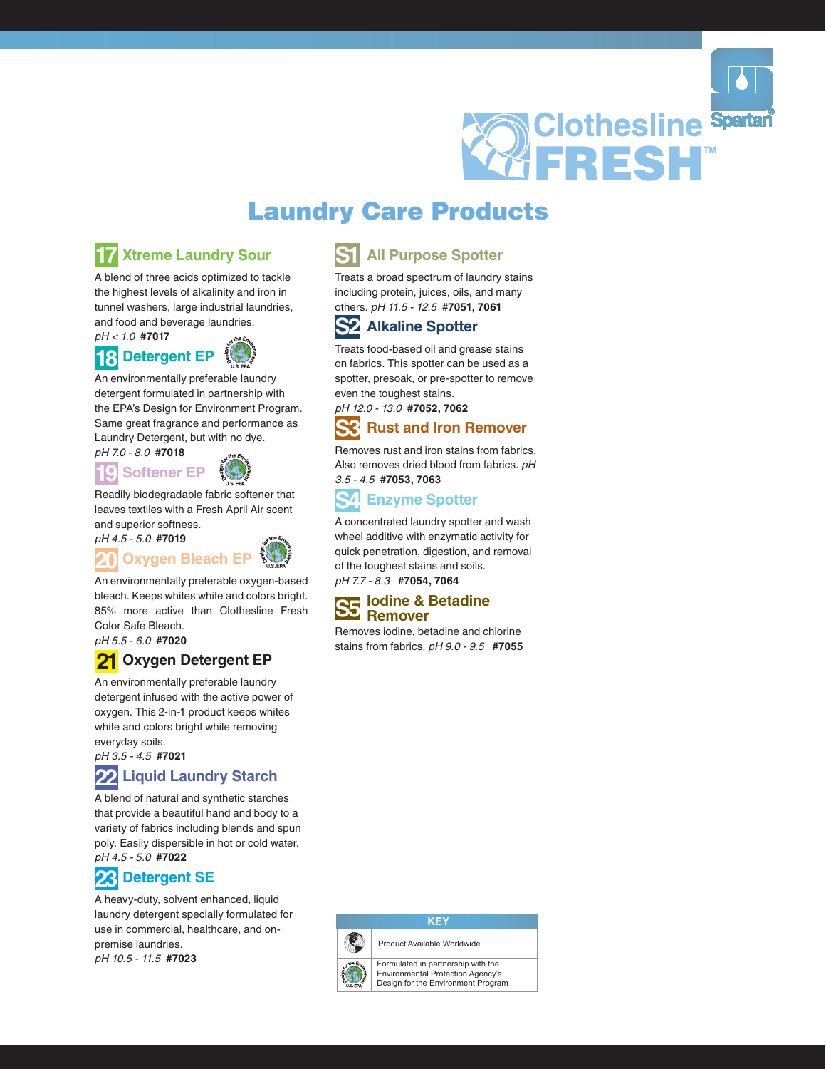# Clothesline FRESH™

## Laundry Care Products

### 17 Xtreme Laundry Sour

A blend of three acids optimized to tackle the highest levels of alkalinity and iron in tunnel washers, large industrial laundries, and food and beverage laundries.
*pH < 1.0* **#7017**

### 18 Detergent EP

An environmentally preferable laundry detergent formulated in partnership with the EPA's Design for Environment Program. Same great fragrance and performance as Laundry Detergent, but with no dye.
*pH 7.0 - 8.0* **#7018**

### 19 Softener EP

Readily biodegradable fabric softener that leaves textiles with a Fresh April Air scent and superior softness.
*pH 4.5 - 5.0* **#7019**

### 20 Oxygen Bleach EP

An environmentally preferable oxygen-based bleach. Keeps whites white and colors bright. 85% more active than Clothesline Fresh Color Safe Bleach.
*pH 5.5 - 6.0* **#7020**

### 21 Oxygen Detergent EP

An environmentally preferable laundry detergent infused with the active power of oxygen. This 2-in-1 product keeps whites white and colors bright while removing everyday soils.
*pH 3.5 - 4.5* **#7021**

### 22 Liquid Laundry Starch

A blend of natural and synthetic starches that provide a beautiful hand and body to a variety of fabrics including blends and spun poly. Easily dispersible in hot or cold water.
*pH 4.5 - 5.0* **#7022**

### 23 Detergent SE

A heavy-duty, solvent enhanced, liquid laundry detergent specially formulated for use in commercial, healthcare, and on-premise laundries.
*pH 10.5 - 11.5* **#7023**

### S1 All Purpose Spotter

Treats a broad spectrum of laundry stains including protein, juices, oils, and many others. *pH 11.5 - 12.5* **#7051, 7061**

### S2 Alkaline Spotter

Treats food-based oil and grease stains on fabrics. This spotter can be used as a spotter, presoak, or pre-spotter to remove even the toughest stains.
*pH 12.0 - 13.0* **#7052, 7062**

### S3 Rust and Iron Remover

Removes rust and iron stains from fabrics. Also removes dried blood from fabrics. *pH 3.5 - 4.5* **#7053, 7063**

### S4 Enzyme Spotter

A concentrated laundry spotter and wash wheel additive with enzymatic activity for quick penetration, digestion, and removal of the toughest stains and soils.
*pH 7.7 - 8.3* **#7054, 7064**

### S5 Iodine & Betadine Remover

Removes iodine, betadine and chlorine stains from fabrics. *pH 9.0 - 9.5* **#7055**

| KEY | |
|---|---|
| (globe icon) | Product Available Worldwide |
| (Design for the Environment U.S. EPA icon) | Formulated in partnership with the Environmental Protection Agency's Design for the Environment Program |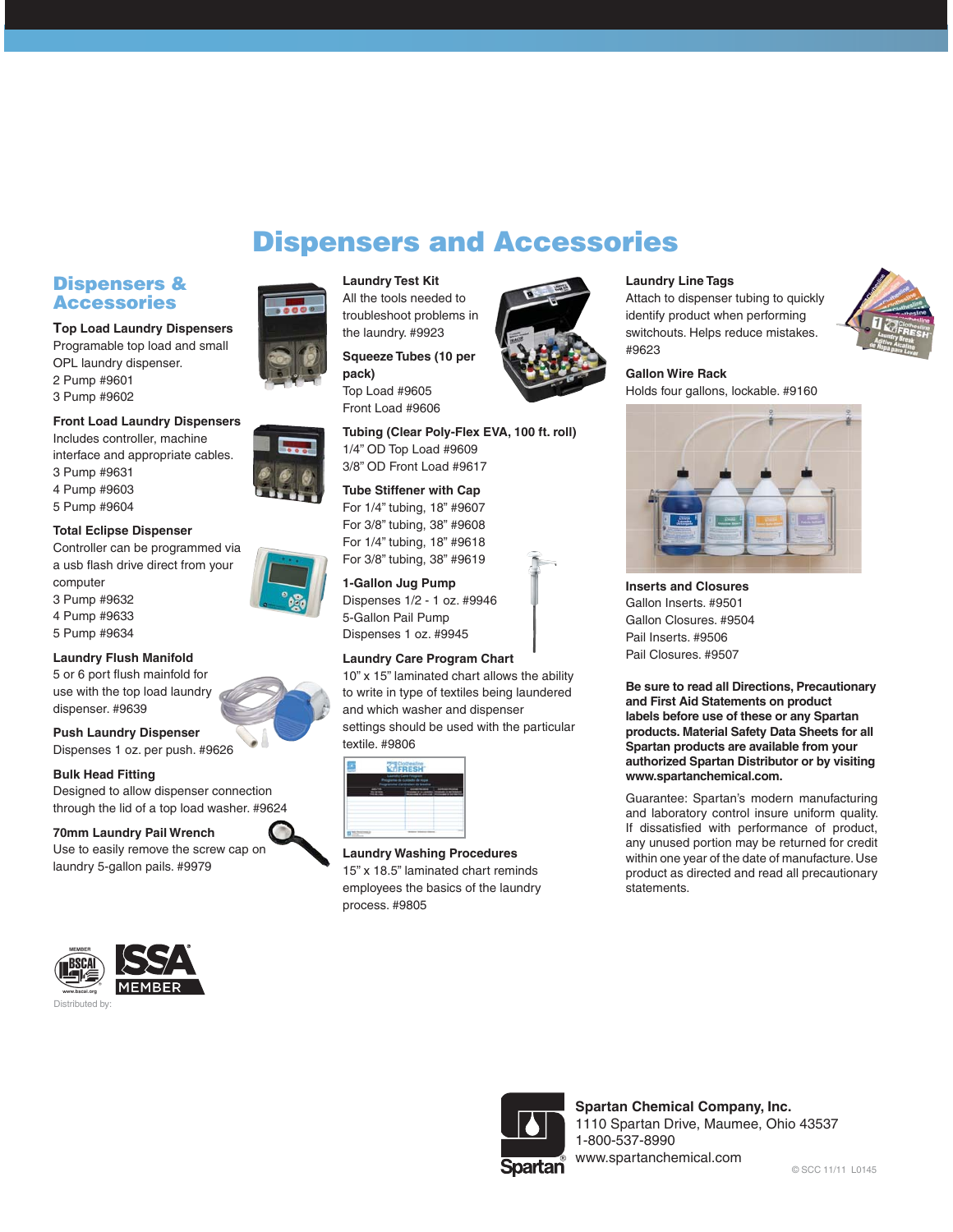# Dispensers and Accessories

## Dispensers & Accessories

**Top Load Laundry Dispensers**
Programable top load and small OPL laundry dispenser.
2 Pump #9601
3 Pump #9602

**Front Load Laundry Dispensers**
Includes controller, machine interface and appropriate cables.
3 Pump #9631
4 Pump #9603
5 Pump #9604

**Total Eclipse Dispenser**
Controller can be programmed via a usb flash drive direct from your computer
3 Pump #9632
4 Pump #9633
5 Pump #9634

**Laundry Flush Manifold**
5 or 6 port flush mainfold for use with the top load laundry dispenser. #9639

**Push Laundry Dispenser**
Dispenses 1 oz. per push. #9626

**Bulk Head Fitting**
Designed to allow dispenser connection through the lid of a top load washer. #9624

**70mm Laundry Pail Wrench**
Use to easily remove the screw cap on laundry 5-gallon pails. #9979

**Laundry Test Kit**
All the tools needed to troubleshoot problems in the laundry. #9923

**Squeeze Tubes (10 per pack)**
Top Load #9605
Front Load #9606

**Tubing (Clear Poly-Flex EVA, 100 ft. roll)**
1/4" OD Top Load #9609
3/8" OD Front Load #9617

**Tube Stiffener with Cap**
For 1/4" tubing, 18" #9607
For 3/8" tubing, 38" #9608
For 1/4" tubing, 18" #9618
For 3/8" tubing, 38" #9619

**1-Gallon Jug Pump**
Dispenses 1/2 - 1 oz. #9946
5-Gallon Pail Pump
Dispenses 1 oz. #9945

**Laundry Care Program Chart**
10" x 15" laminated chart allows the ability to write in type of textiles being laundered and which washer and dispenser settings should be used with the particular textile. #9806

**Laundry Washing Procedures**
15" x 18.5" laminated chart reminds employees the basics of the laundry process. #9805

**Laundry Line Tags**
Attach to dispenser tubing to quickly identify product when performing switchouts. Helps reduce mistakes. #9623

**Gallon Wire Rack**
Holds four gallons, lockable. #9160

**Inserts and Closures**
Gallon Inserts. #9501
Gallon Closures. #9504
Pail Inserts. #9506
Pail Closures. #9507

**Be sure to read all Directions, Precautionary and First Aid Statements on product labels before use of these or any Spartan products. Material Safety Data Sheets for all Spartan products are available from your authorized Spartan Distributor or by visiting www.spartanchemical.com.**

Guarantee: Spartan's modern manufacturing and laboratory control insure uniform quality. If dissatisfied with performance of product, any unused portion may be returned for credit within one year of the date of manufacture. Use product as directed and read all precautionary statements.

MEMBER BSCAI www.bscai.org ISSA MEMBER

Distributed by:

**Spartan Chemical Company, Inc.**
1110 Spartan Drive, Maumee, Ohio 43537
1-800-537-8990
www.spartanchemical.com

© SCC 11/11 L0145